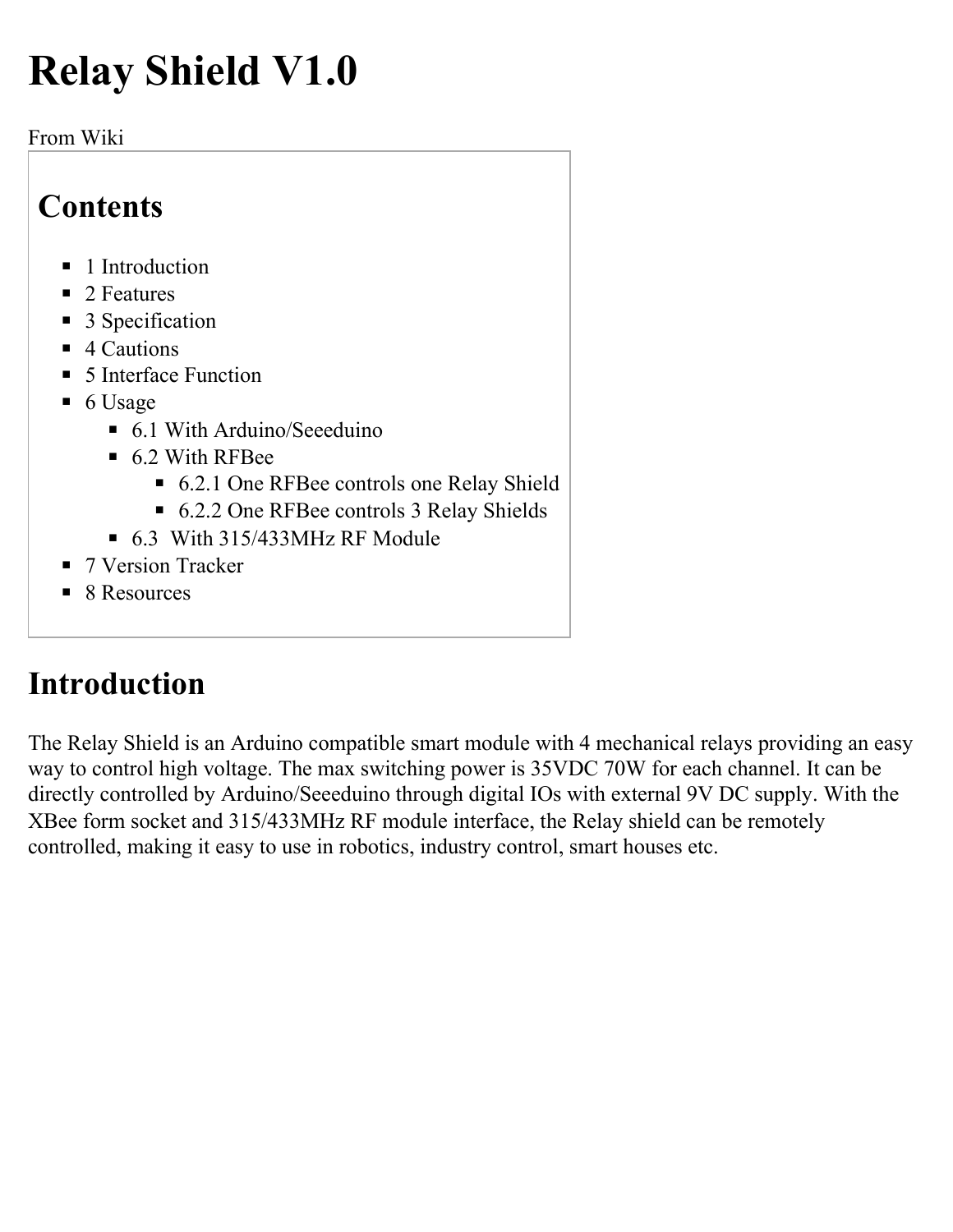# Relay Shield V1.0

From Wiki

## Contents

- 1 Introduction
- 2 Features
- 3 Specification
- 4 Cautions
- 5 Interface Function
- 6 Usage
  - 6.1 With Arduino/Seeeduino
  - 6.2 With RFBee
    - 6.2.1 One RFBee controls one Relay Shield
    - 6.2.2 One RFBee controls 3 Relay Shields
  - 6.3 With 315/433MHz RF Module
- 7 Version Tracker
- 8 Resources

## Introduction

The Relay Shield is an Arduino compatible smart module with 4 mechanical relays providing an easy way to control high voltage. The max switching power is 35VDC 70W for each channel. It can be directly controlled by Arduino/Seeeduino through digital IOs with external 9V DC supply. With the XBee form socket and 315/433MHz RF module interface, the Relay shield can be remotely controlled, making it easy to use in robotics, industry control, smart houses etc.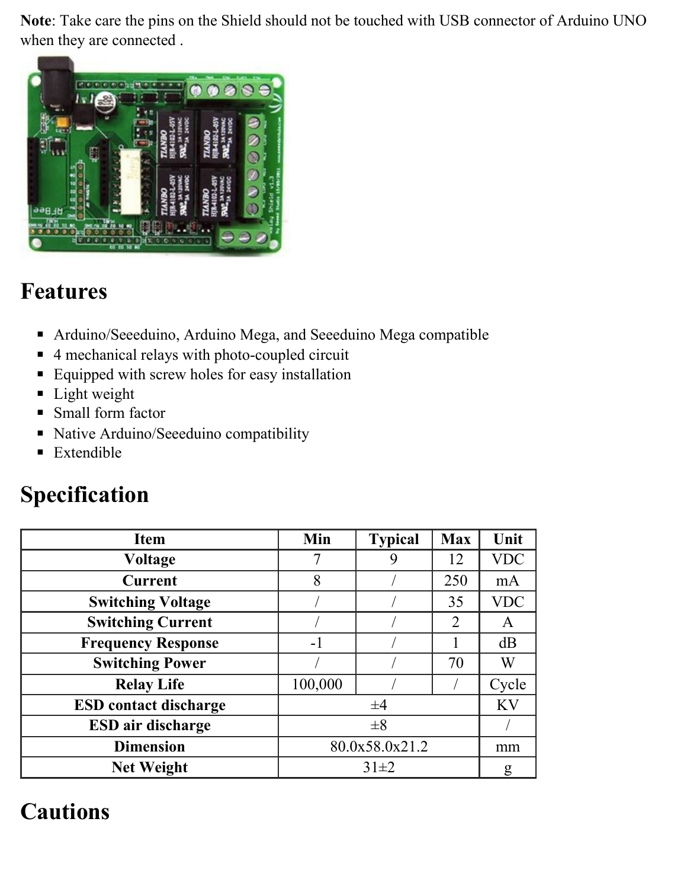**Note**: Take care the pins on the Shield should not be touched with USB connector of Arduino UNO when they are connected .

## Features

- Arduino/Seeeduino, Arduino Mega, and Seeeduino Mega compatible
- 4 mechanical relays with photo-coupled circuit
- Equipped with screw holes for easy installation
- Light weight
- Small form factor
- Native Arduino/Seeeduino compatibility
- Extendible

## Specification

| Item | Min | Typical | Max | Unit |
|---|---|---|---|---|
| Voltage | 7 | 9 | 12 | VDC |
| Current | 8 | / | 250 | mA |
| Switching Voltage | / | / | 35 | VDC |
| Switching Current | / | / | 2 | A |
| Frequency Response | -1 | / | 1 | dB |
| Switching Power | / | / | 70 | W |
| Relay Life | 100,000 | / | / | Cycle |
| ESD contact discharge | ±4 | | | KV |
| ESD air discharge | ±8 | | | / |
| Dimension | 80.0x58.0x21.2 | | | mm |
| Net Weight | 31±2 | | | g |

## Cautions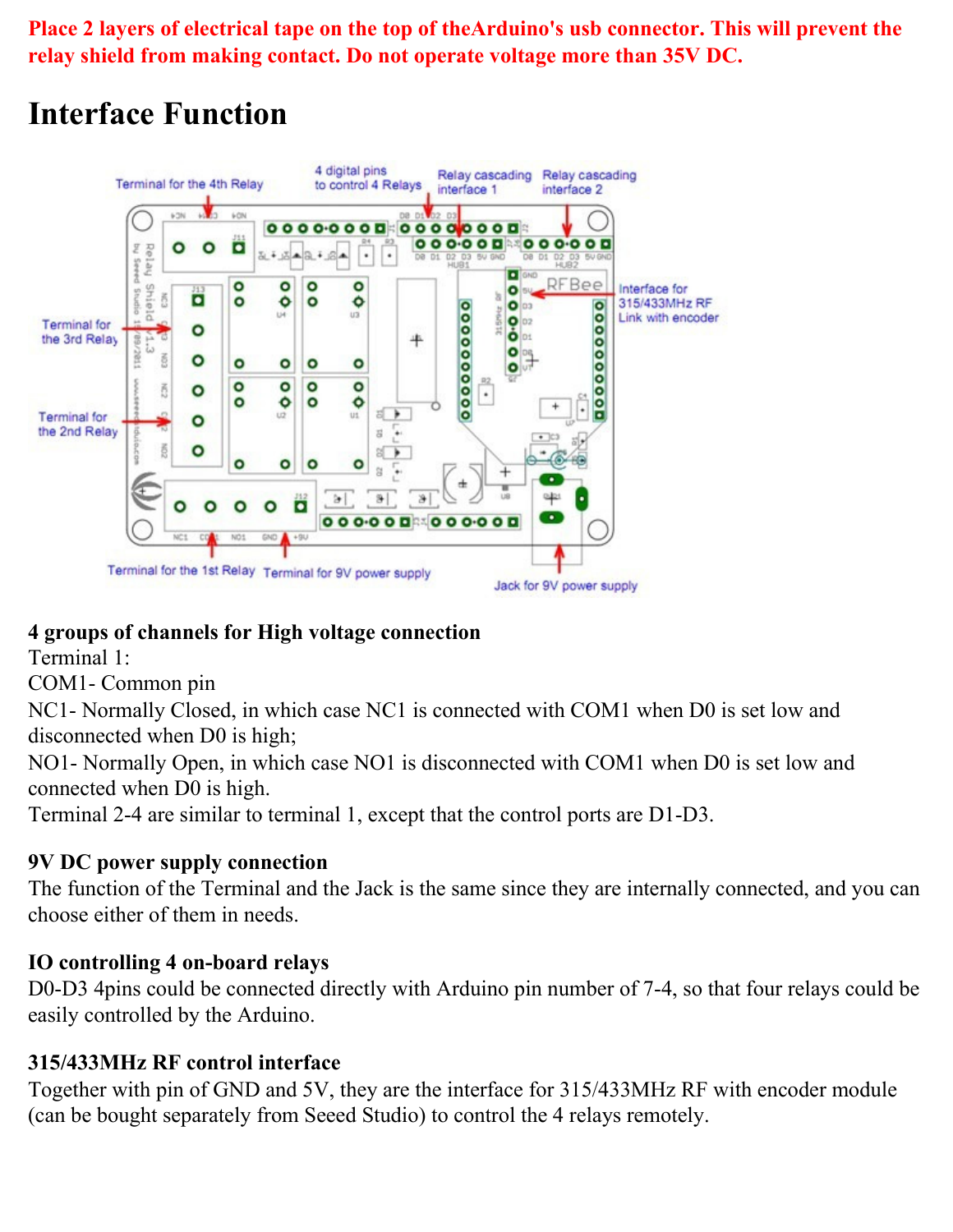**Place 2 layers of electrical tape on the top of theArduino's usb connector. This will prevent the relay shield from making contact. Do not operate voltage more than 35V DC.**

# Interface Function

**4 groups of channels for High voltage connection**
Terminal 1:
COM1- Common pin
NC1- Normally Closed, in which case NC1 is connected with COM1 when D0 is set low and disconnected when D0 is high;
NO1- Normally Open, in which case NO1 is disconnected with COM1 when D0 is set low and connected when D0 is high.
Terminal 2-4 are similar to terminal 1, except that the control ports are D1-D3.

**9V DC power supply connection**
The function of the Terminal and the Jack is the same since they are internally connected, and you can choose either of them in needs.

**IO controlling 4 on-board relays**
D0-D3 4pins could be connected directly with Arduino pin number of 7-4, so that four relays could be easily controlled by the Arduino.

**315/433MHz RF control interface**
Together with pin of GND and 5V, they are the interface for 315/433MHz RF with encoder module (can be bought separately from Seeed Studio) to control the 4 relays remotely.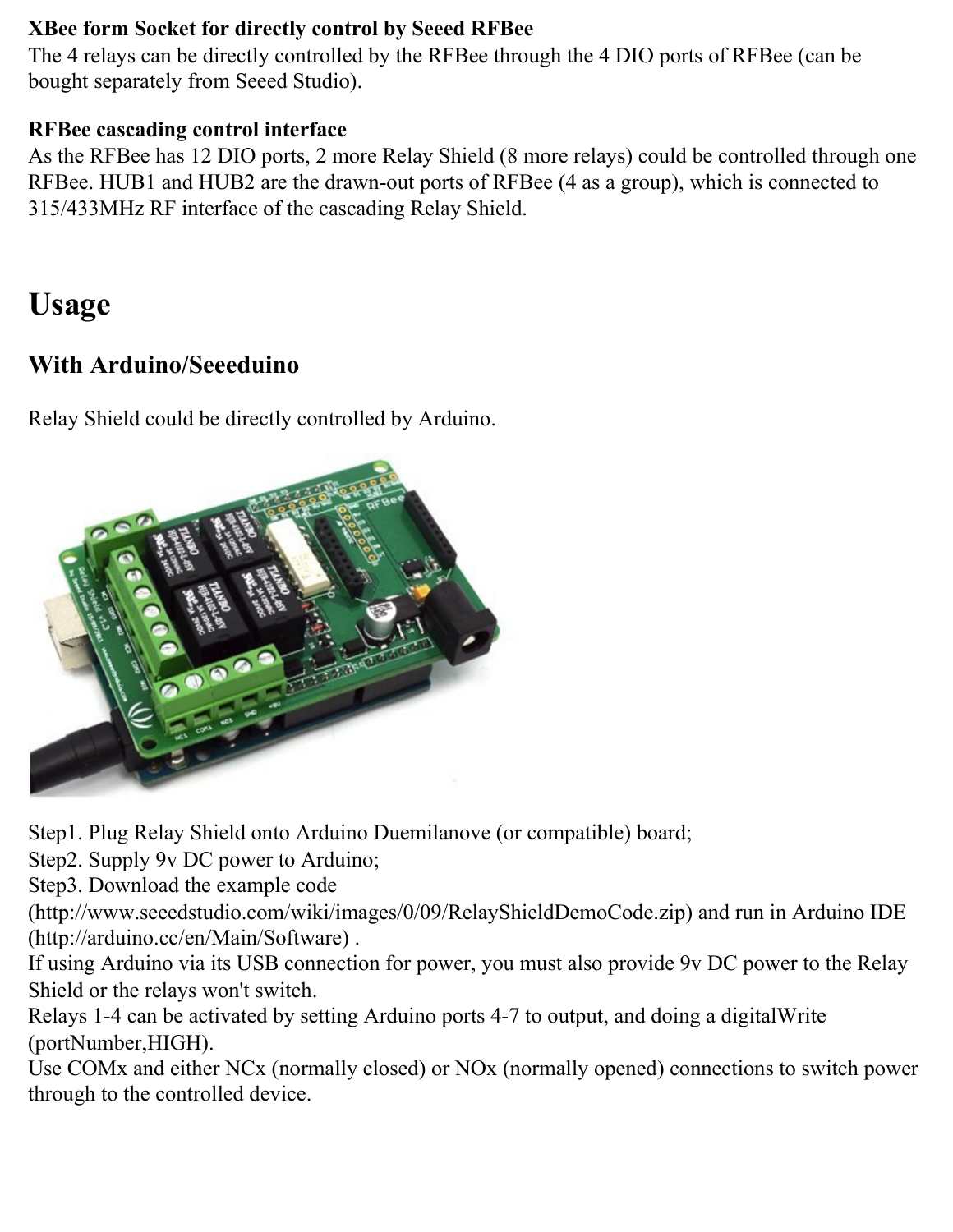**XBee form Socket for directly control by Seeed RFBee**

The 4 relays can be directly controlled by the RFBee through the 4 DIO ports of RFBee (can be bought separately from Seeed Studio).

**RFBee cascading control interface**

As the RFBee has 12 DIO ports, 2 more Relay Shield (8 more relays) could be controlled through one RFBee. HUB1 and HUB2 are the drawn-out ports of RFBee (4 as a group), which is connected to 315/433MHz RF interface of the cascading Relay Shield.

# Usage

## With Arduino/Seeeduino

Relay Shield could be directly controlled by Arduino.

Step1. Plug Relay Shield onto Arduino Duemilanove (or compatible) board;
Step2. Supply 9v DC power to Arduino;
Step3. Download the example code (http://www.seeedstudio.com/wiki/images/0/09/RelayShieldDemoCode.zip) and run in Arduino IDE (http://arduino.cc/en/Main/Software) .
If using Arduino via its USB connection for power, you must also provide 9v DC power to the Relay Shield or the relays won't switch.
Relays 1-4 can be activated by setting Arduino ports 4-7 to output, and doing a digitalWrite (portNumber,HIGH).
Use COMx and either NCx (normally closed) or NOx (normally opened) connections to switch power through to the controlled device.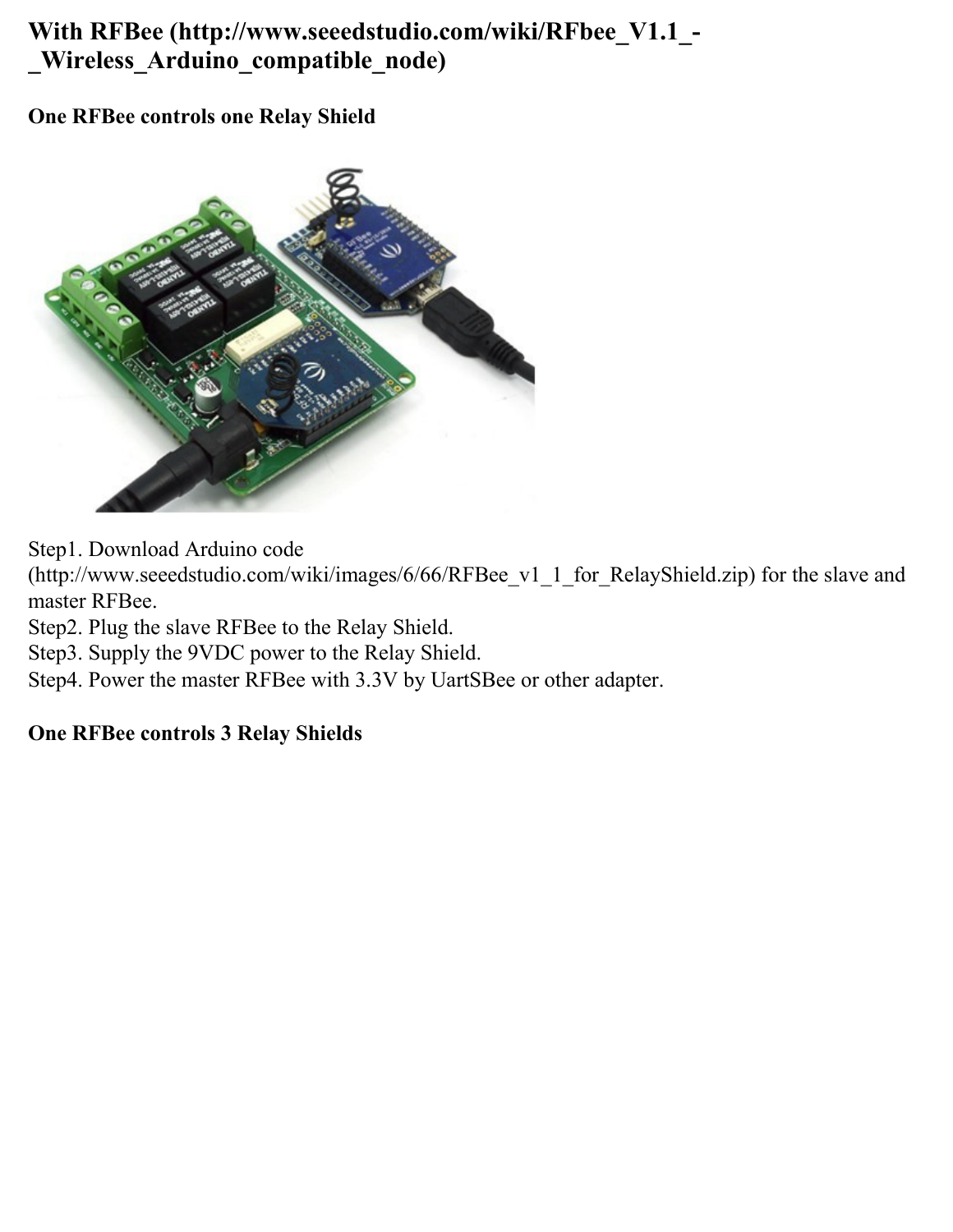## With RFBee (http://www.seeedstudio.com/wiki/RFbee_V1.1_-_Wireless_Arduino_compatible_node)

### One RFBee controls one Relay Shield

Step1. Download Arduino code (http://www.seeedstudio.com/wiki/images/6/66/RFBee_v1_1_for_RelayShield.zip) for the slave and master RFBee.
Step2. Plug the slave RFBee to the Relay Shield.
Step3. Supply the 9VDC power to the Relay Shield.
Step4. Power the master RFBee with 3.3V by UartSBee or other adapter.

### One RFBee controls 3 Relay Shields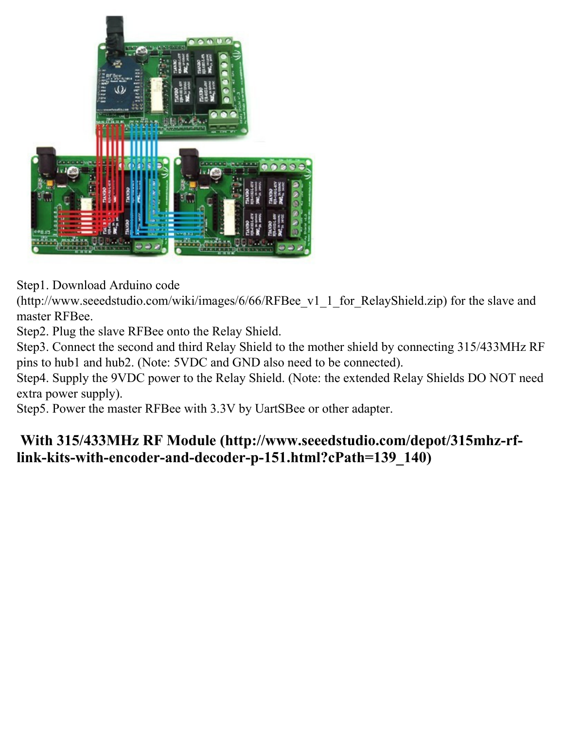Step1. Download Arduino code (http://www.seeedstudio.com/wiki/images/6/66/RFBee_v1_1_for_RelayShield.zip) for the slave and master RFBee.
Step2. Plug the slave RFBee onto the Relay Shield.
Step3. Connect the second and third Relay Shield to the mother shield by connecting 315/433MHz RF pins to hub1 and hub2. (Note: 5VDC and GND also need to be connected).
Step4. Supply the 9VDC power to the Relay Shield. (Note: the extended Relay Shields DO NOT need extra power supply).
Step5. Power the master RFBee with 3.3V by UartSBee or other adapter.

## With 315/433MHz RF Module (http://www.seeedstudio.com/depot/315mhz-rf-link-kits-with-encoder-and-decoder-p-151.html?cPath=139_140)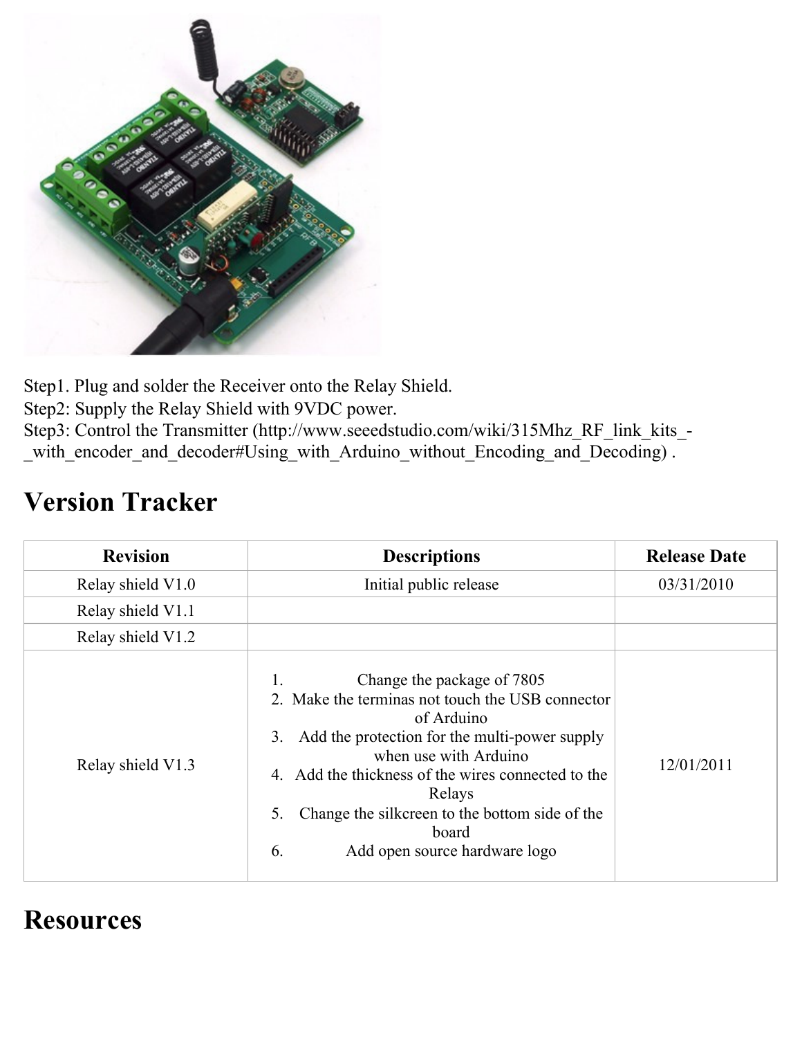Step1. Plug and solder the Receiver onto the Relay Shield.
Step2: Supply the Relay Shield with 9VDC power.
Step3: Control the Transmitter (http://www.seeedstudio.com/wiki/315Mhz_RF_link_kits_-_with_encoder_and_decoder#Using_with_Arduino_without_Encoding_and_Decoding) .

# Version Tracker

| Revision | Descriptions | Release Date |
|---|---|---|
| Relay shield V1.0 | Initial public release | 03/31/2010 |
| Relay shield V1.1 | | |
| Relay shield V1.2 | | |
| Relay shield V1.3 | 1. Change the package of 7805<br>2. Make the terminas not touch the USB connector of Arduino<br>3. Add the protection for the multi-power supply when use with Arduino<br>4. Add the thickness of the wires connected to the Relays<br>5. Change the silkcreen to the bottom side of the board<br>6. Add open source hardware logo | 12/01/2011 |

# Resources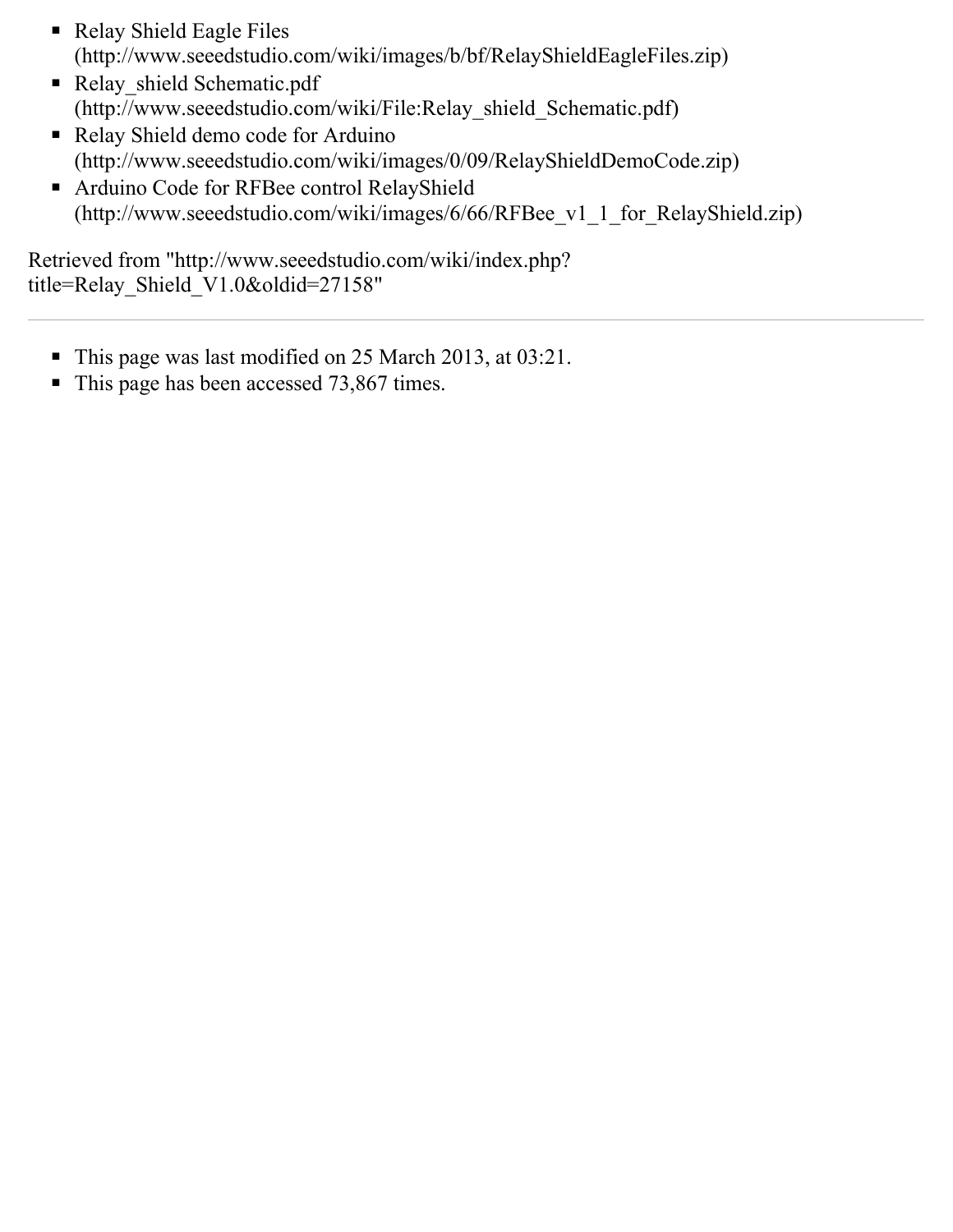- Relay Shield Eagle Files (http://www.seeedstudio.com/wiki/images/b/bf/RelayShieldEagleFiles.zip)
- Relay_shield Schematic.pdf (http://www.seeedstudio.com/wiki/File:Relay_shield_Schematic.pdf)
- Relay Shield demo code for Arduino (http://www.seeedstudio.com/wiki/images/0/09/RelayShieldDemoCode.zip)
- Arduino Code for RFBee control RelayShield (http://www.seeedstudio.com/wiki/images/6/66/RFBee_v1_1_for_RelayShield.zip)

Retrieved from "http://www.seeedstudio.com/wiki/index.php?title=Relay_Shield_V1.0&oldid=27158"

---

- This page was last modified on 25 March 2013, at 03:21.
- This page has been accessed 73,867 times.